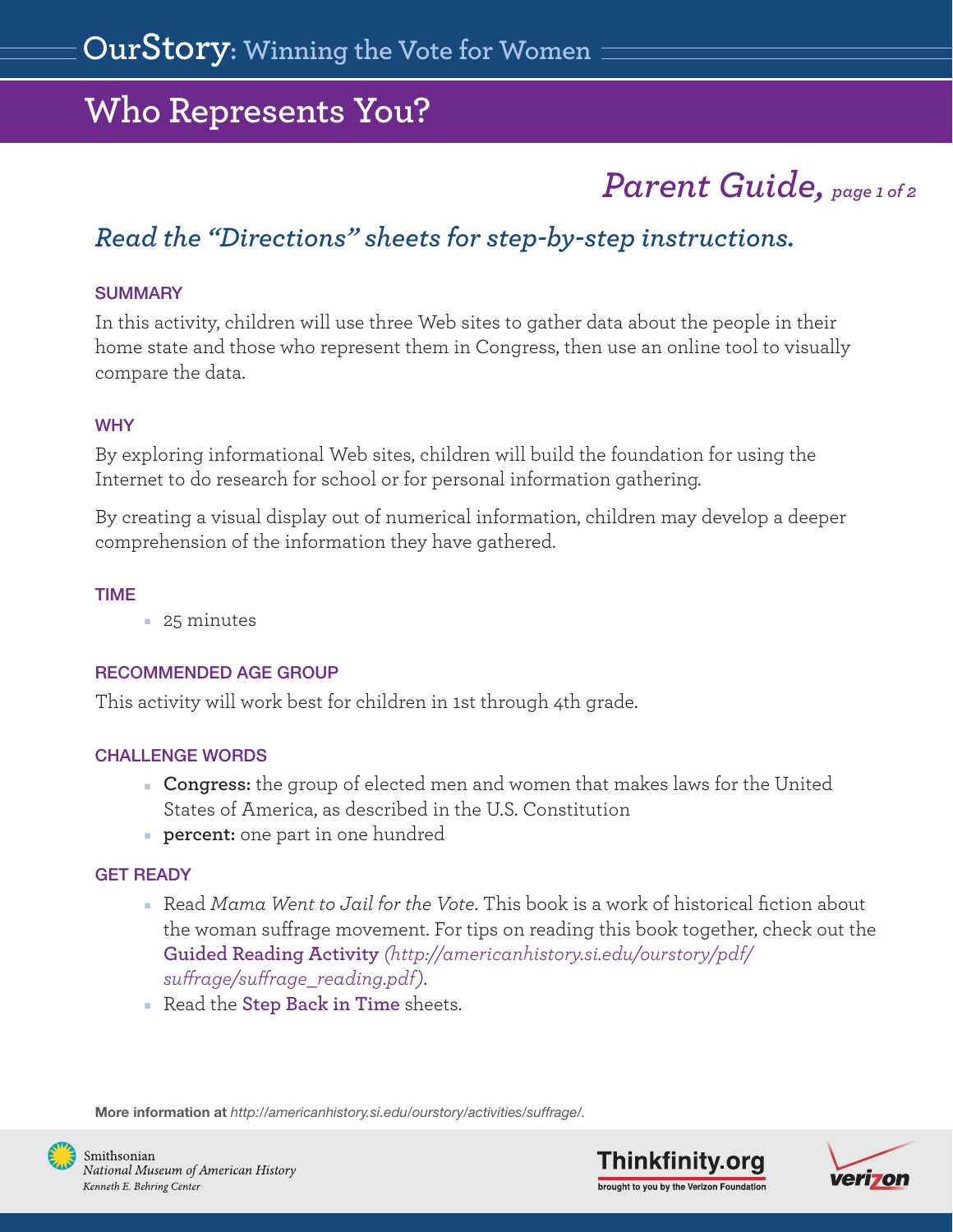# OurStory: Winning the Vote for Women

## Who Represents You?

### *Parent Guide, page 1 of 2*

### *Read the "Directions" sheets for step-by-step instructions.*

#### SUMMARY

In this activity, children will use three Web sites to gather data about the people in their home state and those who represent them in Congress, then use an online tool to visually compare the data.

#### WHY

By exploring informational Web sites, children will build the foundation for using the Internet to do research for school or for personal information gathering.

By creating a visual display out of numerical information, children may develop a deeper comprehension of the information they have gathered.

#### TIME

- 25 minutes

#### RECOMMENDED AGE GROUP

This activity will work best for children in 1st through 4th grade.

#### CHALLENGE WORDS

- **Congress:** the group of elected men and women that makes laws for the United States of America, as described in the U.S. Constitution
- **percent:** one part in one hundred

#### GET READY

- Read *Mama Went to Jail for the Vote*. This book is a work of historical fiction about the woman suffrage movement. For tips on reading this book together, check out the **Guided Reading Activity** *(http://americanhistory.si.edu/ourstory/pdf/suffrage/suffrage_reading.pdf)*.
- Read the **Step Back in Time** sheets.

**More information at** *http://americanhistory.si.edu/ourstory/activities/suffrage/.*

Smithsonian
*National Museum of American History*
*Kenneth E. Behring Center*

Thinkfinity.org
brought to you by the Verizon Foundation

verizon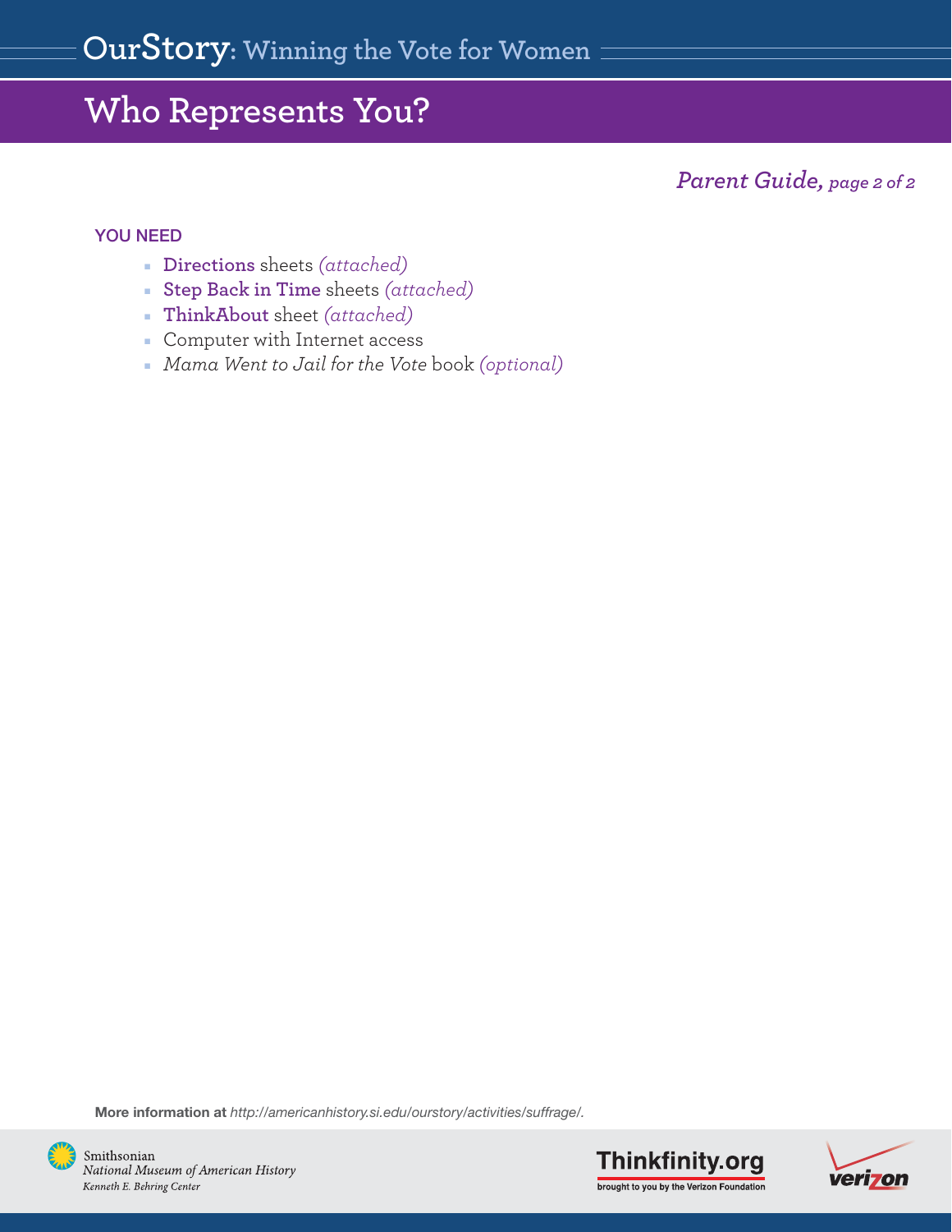## YOU NEED

- **Directions** sheets *(attached)*
- **Step Back in Time** sheets *(attached)*
- **ThinkAbout** sheet *(attached)*
- Computer with Internet access
- *Mama Went to Jail for the Vote* book *(optional)*

**More information at** *http://americanhistory.si.edu/ourstory/activities/suffrage/.*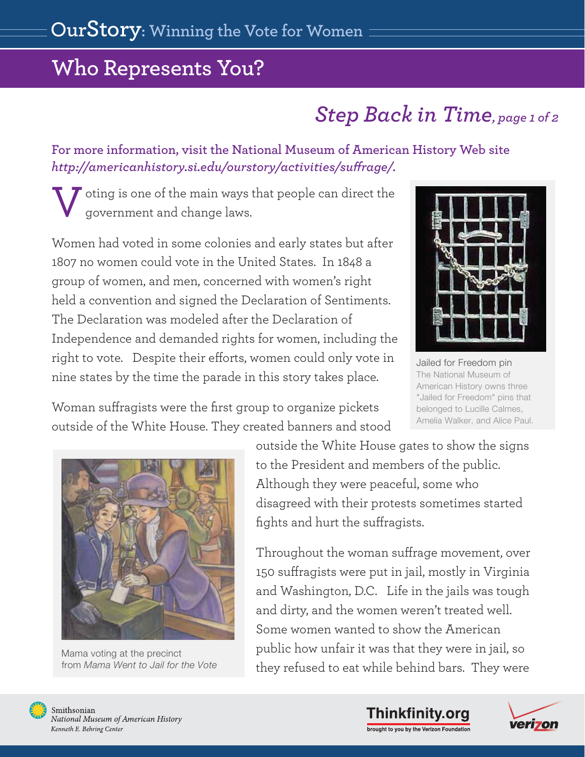# Who Represents You?

## *Step Back in Time, page 1 of 2*

**For more information, visit the National Museum of American History Web site** ***http://americanhistory.si.edu/ourstory/activities/suffrage/.***

Voting is one of the main ways that people can direct the government and change laws.

Women had voted in some colonies and early states but after 1807 no women could vote in the United States. In 1848 a group of women, and men, concerned with women's right held a convention and signed the Declaration of Sentiments. The Declaration was modeled after the Declaration of Independence and demanded rights for women, including the right to vote. Despite their efforts, women could only vote in nine states by the time the parade in this story takes place.

Jailed for Freedom pin
The National Museum of American History owns three "Jailed for Freedom" pins that belonged to Lucille Calmes, Amelia Walker, and Alice Paul.

Woman suffragists were the first group to organize pickets outside of the White House. They created banners and stood outside the White House gates to show the signs to the President and members of the public. Although they were peaceful, some who disagreed with their protests sometimes started fights and hurt the suffragists.

Mama voting at the precinct
from *Mama Went to Jail for the Vote*

Throughout the woman suffrage movement, over 150 suffragists were put in jail, mostly in Virginia and Washington, D.C. Life in the jails was tough and dirty, and the women weren't treated well. Some women wanted to show the American public how unfair it was that they were in jail, so they refused to eat while behind bars. They were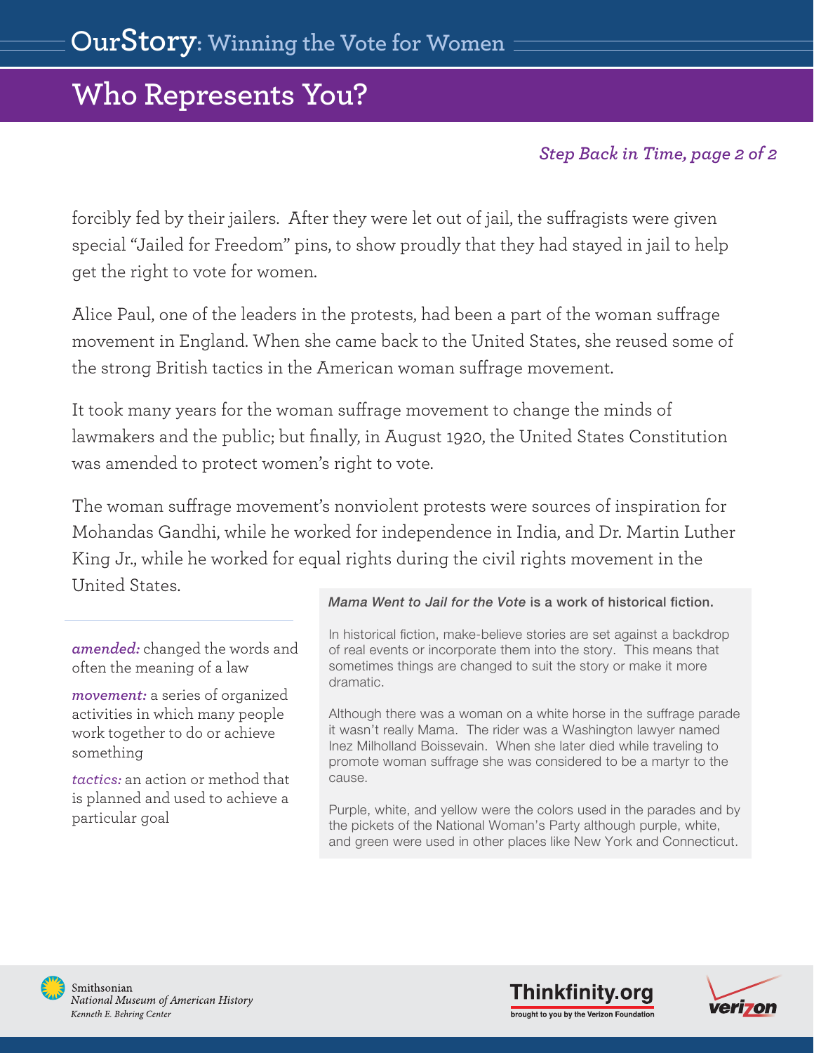## Who Represents You?

*Step Back in Time, page 2 of 2*

forcibly fed by their jailers. After they were let out of jail, the suffragists were given special "Jailed for Freedom" pins, to show proudly that they had stayed in jail to help get the right to vote for women.

Alice Paul, one of the leaders in the protests, had been a part of the woman suffrage movement in England. When she came back to the United States, she reused some of the strong British tactics in the American woman suffrage movement.

It took many years for the woman suffrage movement to change the minds of lawmakers and the public; but finally, in August 1920, the United States Constitution was amended to protect women's right to vote.

The woman suffrage movement's nonviolent protests were sources of inspiration for Mohandas Gandhi, while he worked for independence in India, and Dr. Martin Luther King Jr., while he worked for equal rights during the civil rights movement in the United States.

*amended:* changed the words and often the meaning of a law

*movement:* a series of organized activities in which many people work together to do or achieve something

*tactics:* an action or method that is planned and used to achieve a particular goal

***Mama Went to Jail for the Vote* is a work of historical fiction.**

In historical fiction, make-believe stories are set against a backdrop of real events or incorporate them into the story. This means that sometimes things are changed to suit the story or make it more dramatic.

Although there was a woman on a white horse in the suffrage parade it wasn't really Mama. The rider was a Washington lawyer named Inez Milholland Boissevain. When she later died while traveling to promote woman suffrage she was considered to be a martyr to the cause.

Purple, white, and yellow were the colors used in the parades and by the pickets of the National Woman's Party although purple, white, and green were used in other places like New York and Connecticut.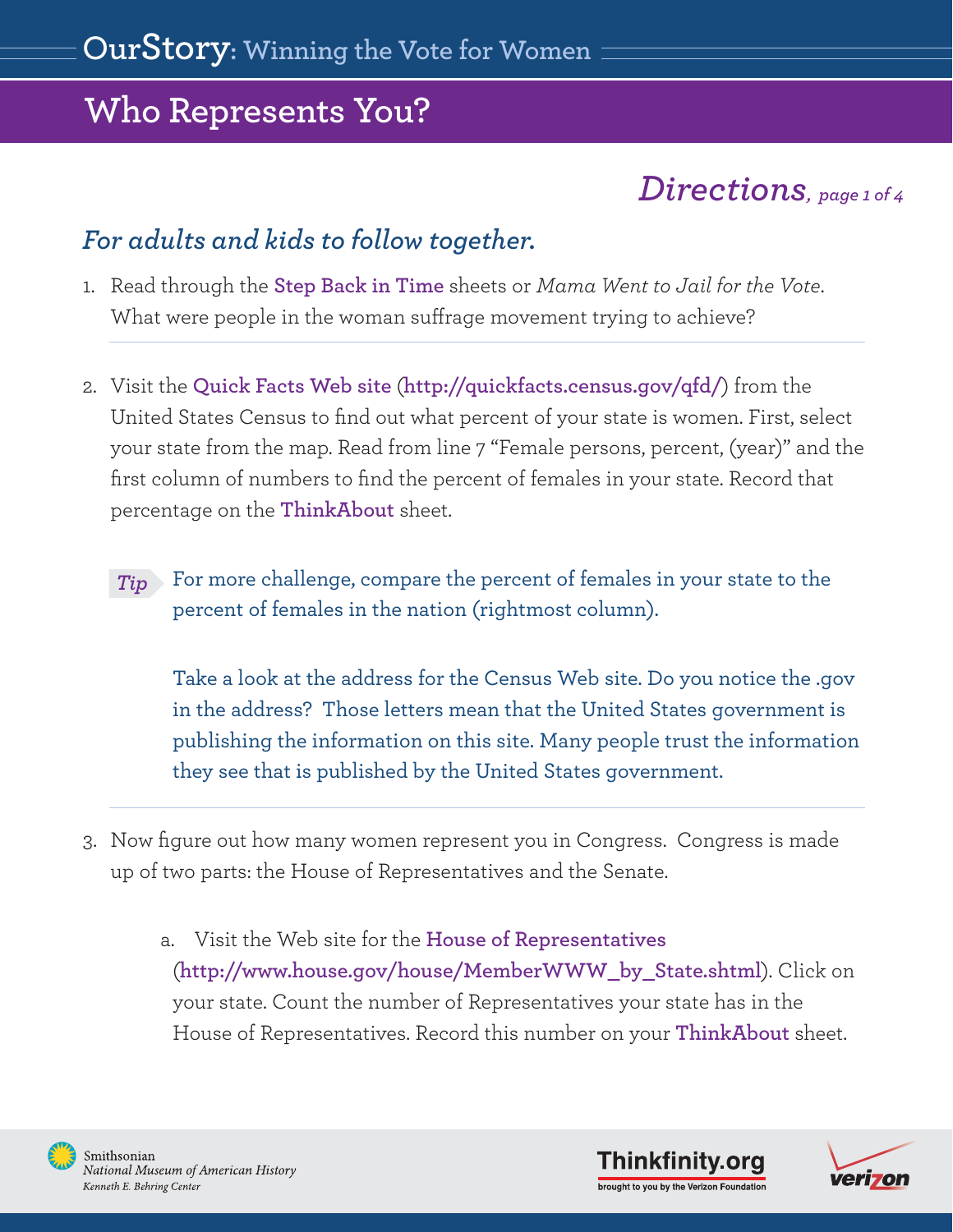# Who Represents You?

## *Directions, page 1 of 4*

### *For adults and kids to follow together.*

1. Read through the **Step Back in Time** sheets or *Mama Went to Jail for the Vote*. What were people in the woman suffrage movement trying to achieve?

2. Visit the **Quick Facts Web site** (**http://quickfacts.census.gov/qfd/**) from the United States Census to find out what percent of your state is women. First, select your state from the map. Read from line 7 "Female persons, percent, (year)" and the first column of numbers to find the percent of females in your state. Record that percentage on the **ThinkAbout** sheet.

   *Tip* For more challenge, compare the percent of females in your state to the percent of females in the nation (rightmost column).

   Take a look at the address for the Census Web site. Do you notice the .gov in the address? Those letters mean that the United States government is publishing the information on this site. Many people trust the information they see that is published by the United States government.

3. Now figure out how many women represent you in Congress. Congress is made up of two parts: the House of Representatives and the Senate.

   a. Visit the Web site for the **House of Representatives** (**http://www.house.gov/house/MemberWWW_by_State.shtml**). Click on your state. Count the number of Representatives your state has in the House of Representatives. Record this number on your **ThinkAbout** sheet.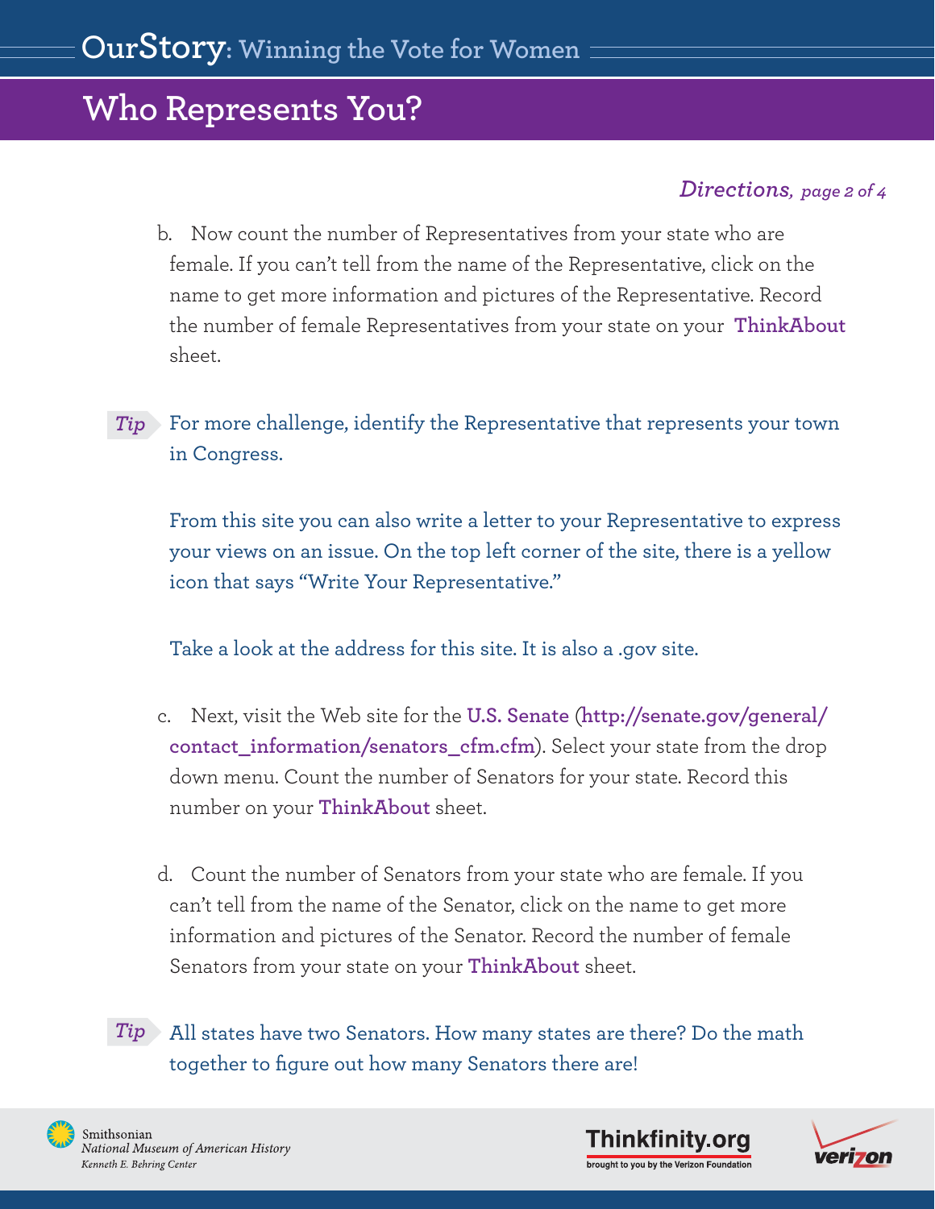# Who Represents You?

*Directions, page 2 of 4*

b. Now count the number of Representatives from your state who are female. If you can't tell from the name of the Representative, click on the name to get more information and pictures of the Representative. Record the number of female Representatives from your state on your **ThinkAbout** sheet.

*Tip* For more challenge, identify the Representative that represents your town in Congress.

From this site you can also write a letter to your Representative to express your views on an issue. On the top left corner of the site, there is a yellow icon that says "Write Your Representative."

Take a look at the address for this site. It is also a .gov site.

c. Next, visit the Web site for the **U.S. Senate** (**http://senate.gov/general/contact_information/senators_cfm.cfm**). Select your state from the drop down menu. Count the number of Senators for your state. Record this number on your **ThinkAbout** sheet.

d. Count the number of Senators from your state who are female. If you can't tell from the name of the Senator, click on the name to get more information and pictures of the Senator. Record the number of female Senators from your state on your **ThinkAbout** sheet.

*Tip* All states have two Senators. How many states are there? Do the math together to figure out how many Senators there are!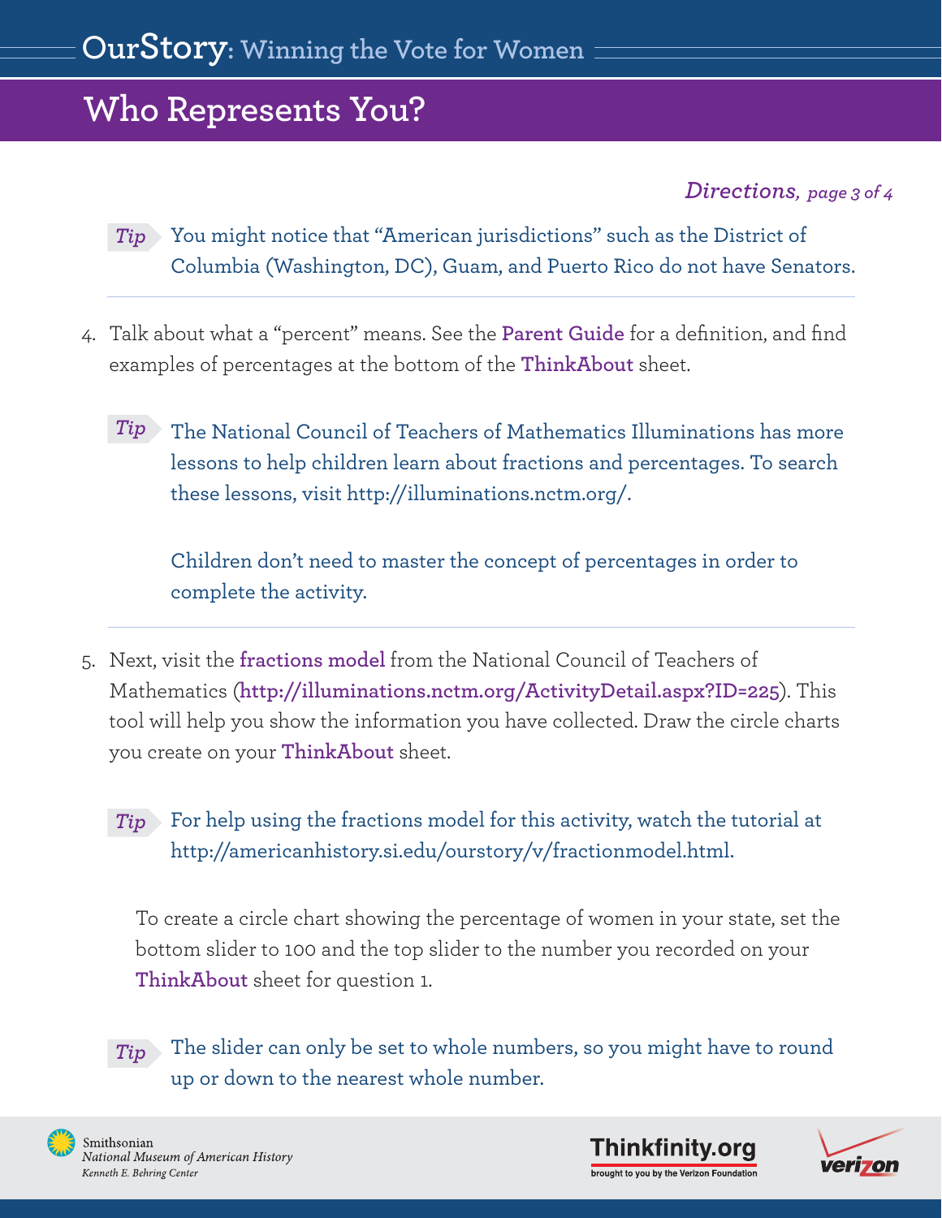# Who Represents You?

*Directions, page 3 of 4*

*Tip* You might notice that "American jurisdictions" such as the District of Columbia (Washington, DC), Guam, and Puerto Rico do not have Senators.

4. Talk about what a "percent" means. See the **Parent Guide** for a definition, and find examples of percentages at the bottom of the **ThinkAbout** sheet.

   *Tip* The National Council of Teachers of Mathematics Illuminations has more lessons to help children learn about fractions and percentages. To search these lessons, visit http://illuminations.nctm.org/.

   Children don't need to master the concept of percentages in order to complete the activity.

5. Next, visit the **fractions model** from the National Council of Teachers of Mathematics (**http://illuminations.nctm.org/ActivityDetail.aspx?ID=225**). This tool will help you show the information you have collected. Draw the circle charts you create on your **ThinkAbout** sheet.

   *Tip* For help using the fractions model for this activity, watch the tutorial at http://americanhistory.si.edu/ourstory/v/fractionmodel.html.

   To create a circle chart showing the percentage of women in your state, set the bottom slider to 100 and the top slider to the number you recorded on your **ThinkAbout** sheet for question 1.

   *Tip* The slider can only be set to whole numbers, so you might have to round up or down to the nearest whole number.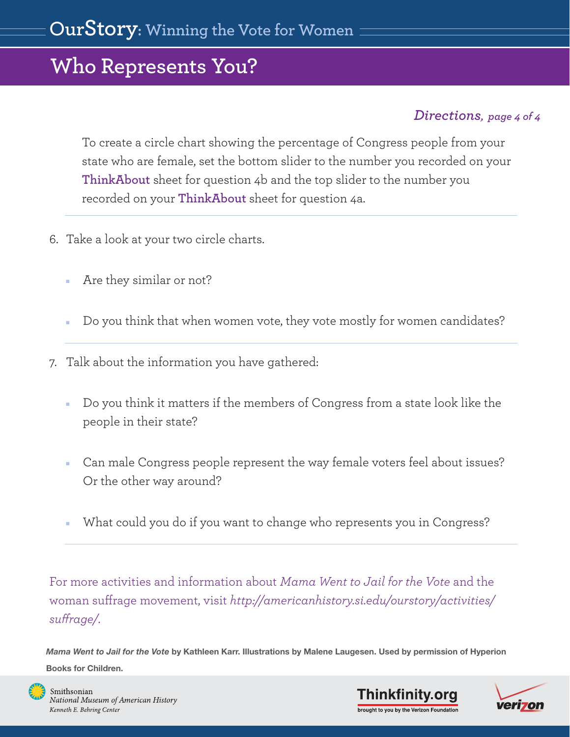# OurStory: Winning the Vote for Women

## Who Represents You?

*Directions, page 4 of 4*

To create a circle chart showing the percentage of Congress people from your state who are female, set the bottom slider to the number you recorded on your **ThinkAbout** sheet for question 4b and the top slider to the number you recorded on your **ThinkAbout** sheet for question 4a.

6. Take a look at your two circle charts.
   - Are they similar or not?
   - Do you think that when women vote, they vote mostly for women candidates?

7. Talk about the information you have gathered:
   - Do you think it matters if the members of Congress from a state look like the people in their state?
   - Can male Congress people represent the way female voters feel about issues? Or the other way around?
   - What could you do if you want to change who represents you in Congress?

For more activities and information about *Mama Went to Jail for the Vote* and the woman suffrage movement, visit *http://americanhistory.si.edu/ourstory/activities/suffrage/*.

***Mama Went to Jail for the Vote*** **by Kathleen Karr. Illustrations by Malene Laugesen. Used by permission of Hyperion Books for Children.**

Smithsonian
*National Museum of American History*
*Kenneth E. Behring Center*

Thinkfinity.org
brought to you by the Verizon Foundation

verizon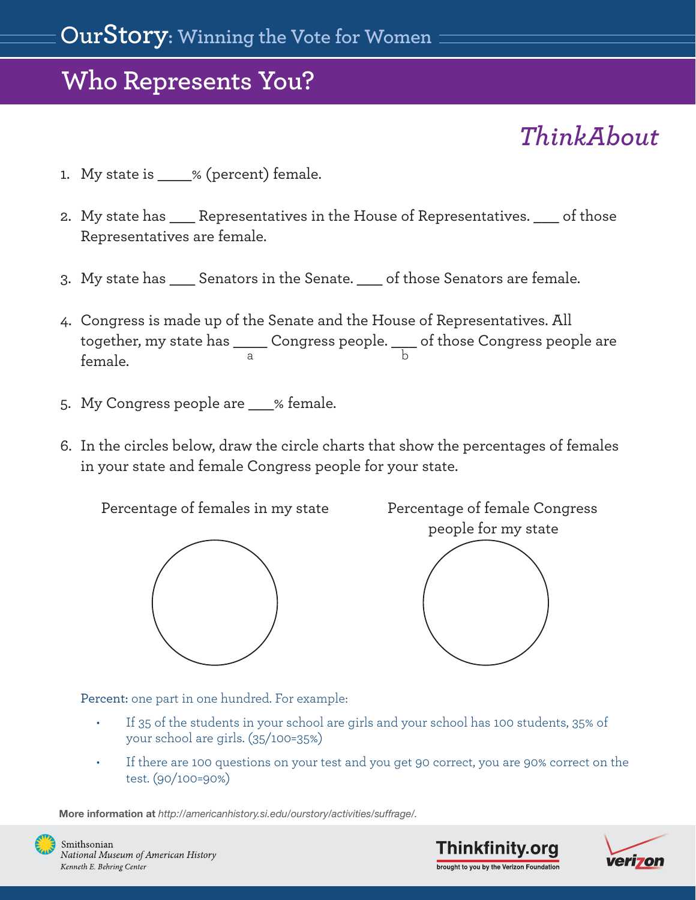# OurStory: Winning the Vote for Women

## Who Represents You?

*ThinkAbout*

1. My state is _____% (percent) female.

2. My state has ____ Representatives in the House of Representatives. ____ of those Representatives are female.

3. My state has ____ Senators in the Senate. ____ of those Senators are female.

4. Congress is made up of the Senate and the House of Representatives. All together, my state has _____ (a) Congress people. ___ (b) of those Congress people are female.

5. My Congress people are ____% female.

6. In the circles below, draw the circle charts that show the percentages of females in your state and female Congress people for your state.

Percentage of females in my state

Percentage of female Congress people for my state

**Percent:** one part in one hundred. For example:

- If 35 of the students in your school are girls and your school has 100 students, 35% of your school are girls. (35/100=35%)
- If there are 100 questions on your test and you get 90 correct, you are 90% correct on the test. (90/100=90%)

**More information at** *http://americanhistory.si.edu/ourstory/activities/suffrage/.*

Smithsonian
*National Museum of American History*
*Kenneth E. Behring Center*

Thinkfinity.org
brought to you by the Verizon Foundation

verizon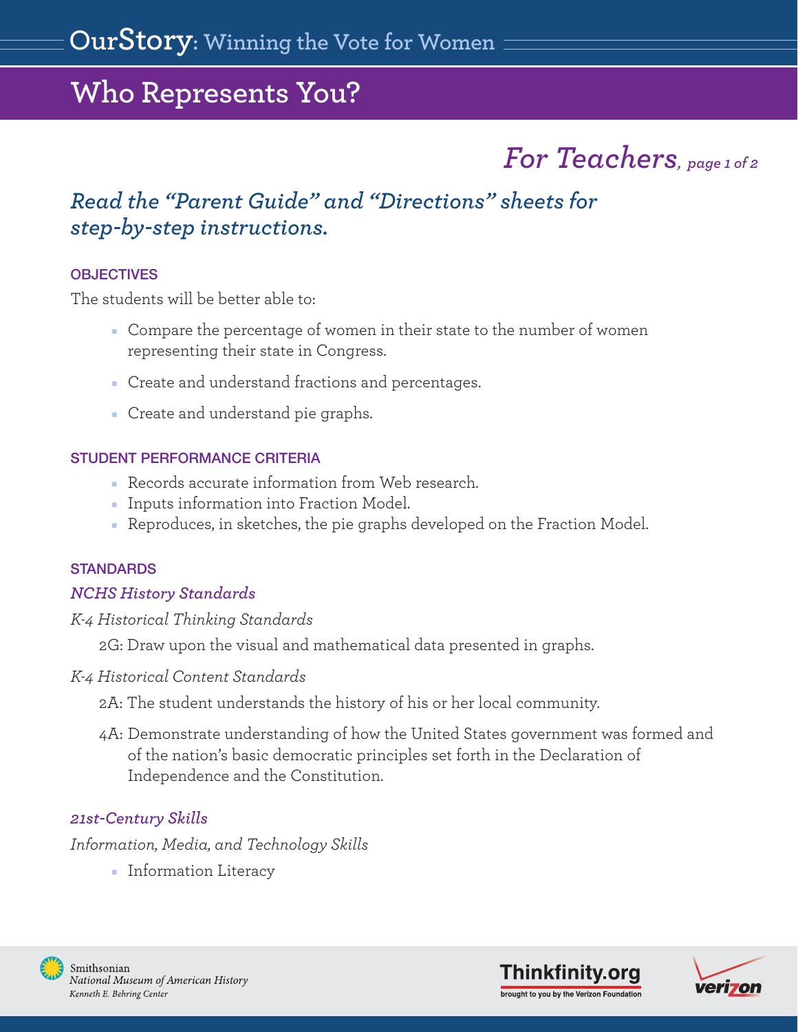# Who Represents You?

## *For Teachers*

*Read the "Parent Guide" and "Directions" sheets for step-by-step instructions.*

### OBJECTIVES

The students will be better able to:

- Compare the percentage of women in their state to the number of women representing their state in Congress.
- Create and understand fractions and percentages.
- Create and understand pie graphs.

### STUDENT PERFORMANCE CRITERIA

- Records accurate information from Web research.
- Inputs information into Fraction Model.
- Reproduces, in sketches, the pie graphs developed on the Fraction Model.

### STANDARDS

*NCHS History Standards*

*K-4 Historical Thinking Standards*

2G: Draw upon the visual and mathematical data presented in graphs.

*K-4 Historical Content Standards*

2A: The student understands the history of his or her local community.

4A: Demonstrate understanding of how the United States government was formed and of the nation's basic democratic principles set forth in the Declaration of Independence and the Constitution.

*21st-Century Skills*

*Information, Media, and Technology Skills*

- Information Literacy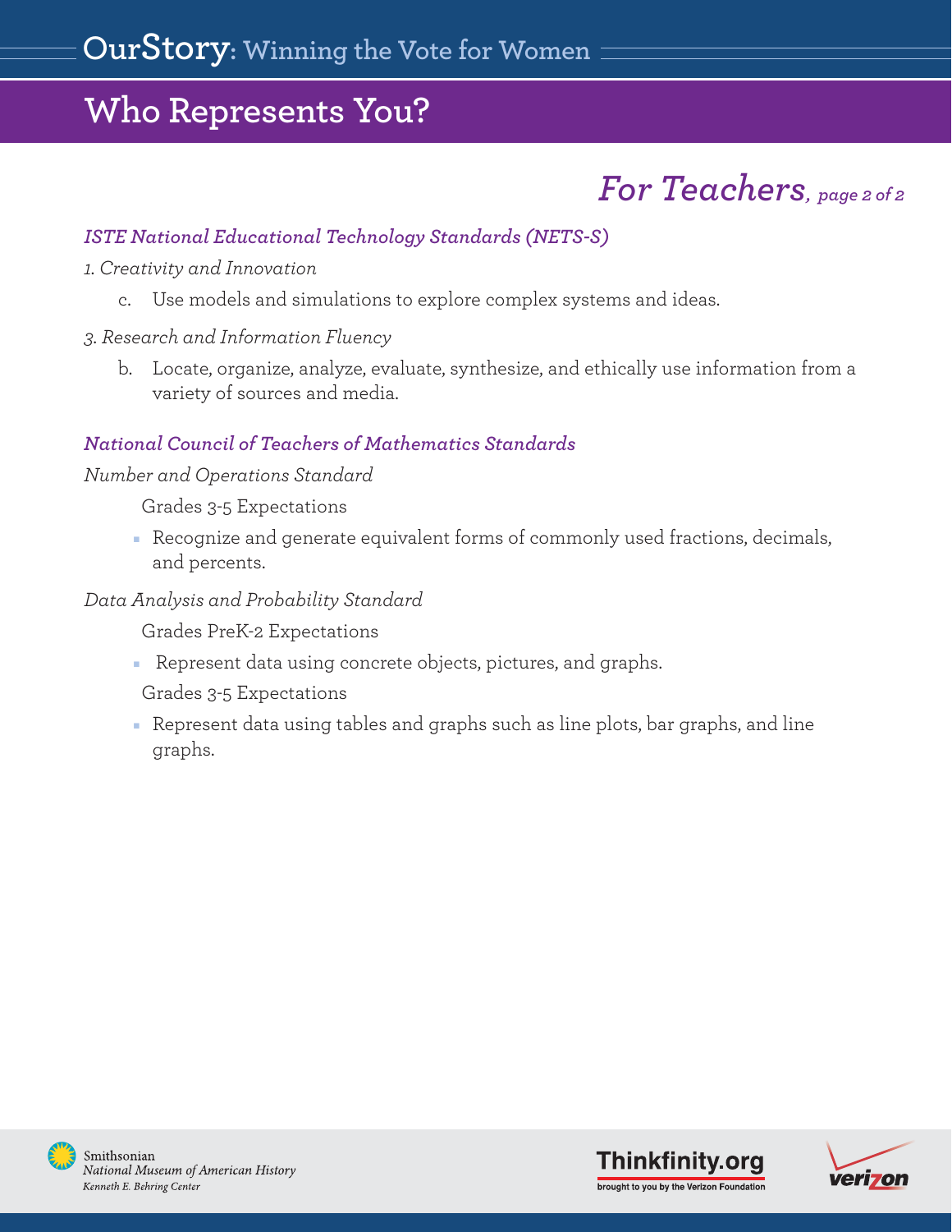## ISTE National Educational Technology Standards (NETS-S)

*1. Creativity and Innovation*

c. Use models and simulations to explore complex systems and ideas.

*3. Research and Information Fluency*

b. Locate, organize, analyze, evaluate, synthesize, and ethically use information from a variety of sources and media.

## National Council of Teachers of Mathematics Standards

*Number and Operations Standard*

Grades 3-5 Expectations

- Recognize and generate equivalent forms of commonly used fractions, decimals, and percents.

*Data Analysis and Probability Standard*

Grades PreK-2 Expectations

- Represent data using concrete objects, pictures, and graphs.

Grades 3-5 Expectations

- Represent data using tables and graphs such as line plots, bar graphs, and line graphs.